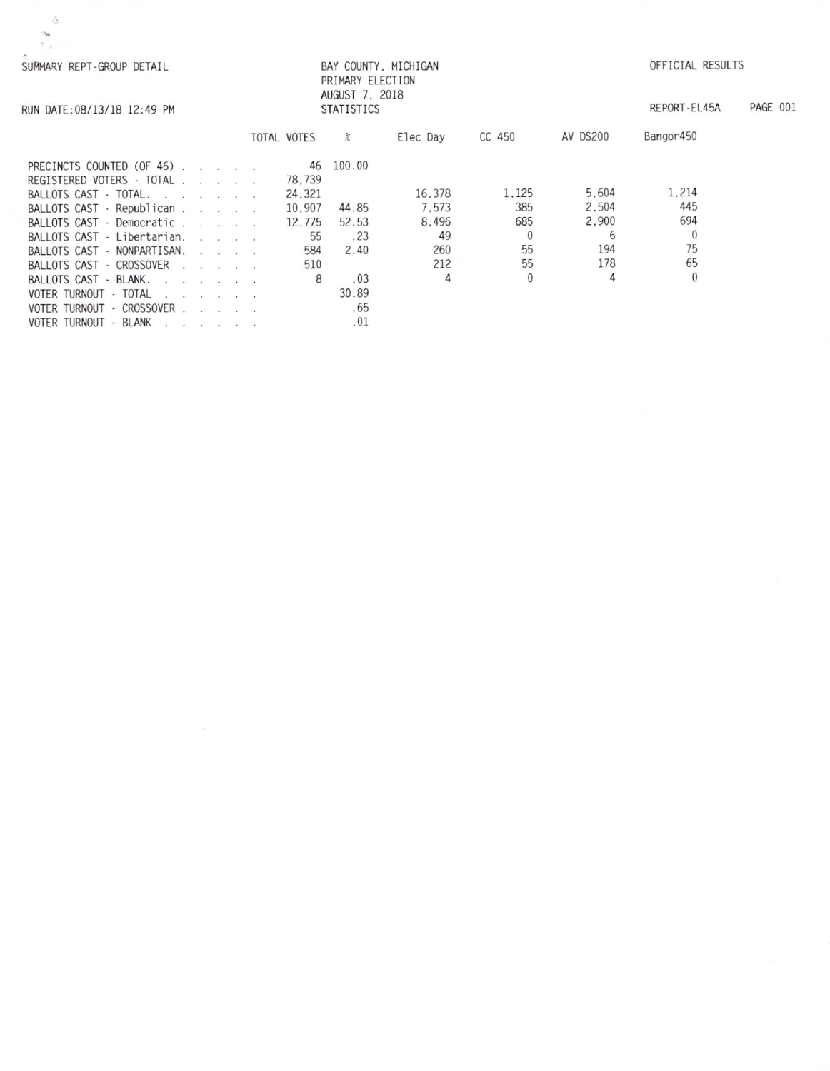SUMMARY REPT-GROUP DETAIL

BAY COUNTY, MICHIGAN
PRIMARY ELECTION
AUGUST 7, 2018
STATISTICS

OFFICIAL RESULTS

RUN DATE:08/13/18 12:49 PM

REPORT-EL45A PAGE 001

| | TOTAL VOTES | % | Elec Day | CC 450 | AV DS200 | Bangor450 |
|---|---|---|---|---|---|---|
| PRECINCTS COUNTED (OF 46) . . . . . | 46 | 100.00 | | | | |
| REGISTERED VOTERS - TOTAL . . . . . | 78,739 | | | | | |
| BALLOTS CAST - TOTAL. . . . . . . | 24,321 | | 16,378 | 1,125 | 5,604 | 1,214 |
| BALLOTS CAST - Republican . . . . . | 10,907 | 44.85 | 7,573 | 385 | 2,504 | 445 |
| BALLOTS CAST - Democratic . . . . . | 12,775 | 52.53 | 8,496 | 685 | 2,900 | 694 |
| BALLOTS CAST - Libertarian. . . . . | 55 | .23 | 49 | 0 | 6 | 0 |
| BALLOTS CAST - NONPARTISAN. . . . . | 584 | 2.40 | 260 | 55 | 194 | 75 |
| BALLOTS CAST - CROSSOVER . . . . . | 510 | | 212 | 55 | 178 | 65 |
| BALLOTS CAST - BLANK. . . . . . . | 8 | .03 | 4 | 0 | 4 | 0 |
| VOTER TURNOUT - TOTAL . . . . . . | | 30.89 | | | | |
| VOTER TURNOUT - CROSSOVER . . . . . | | .65 | | | | |
| VOTER TURNOUT - BLANK . . . . . . | | .01 | | | | |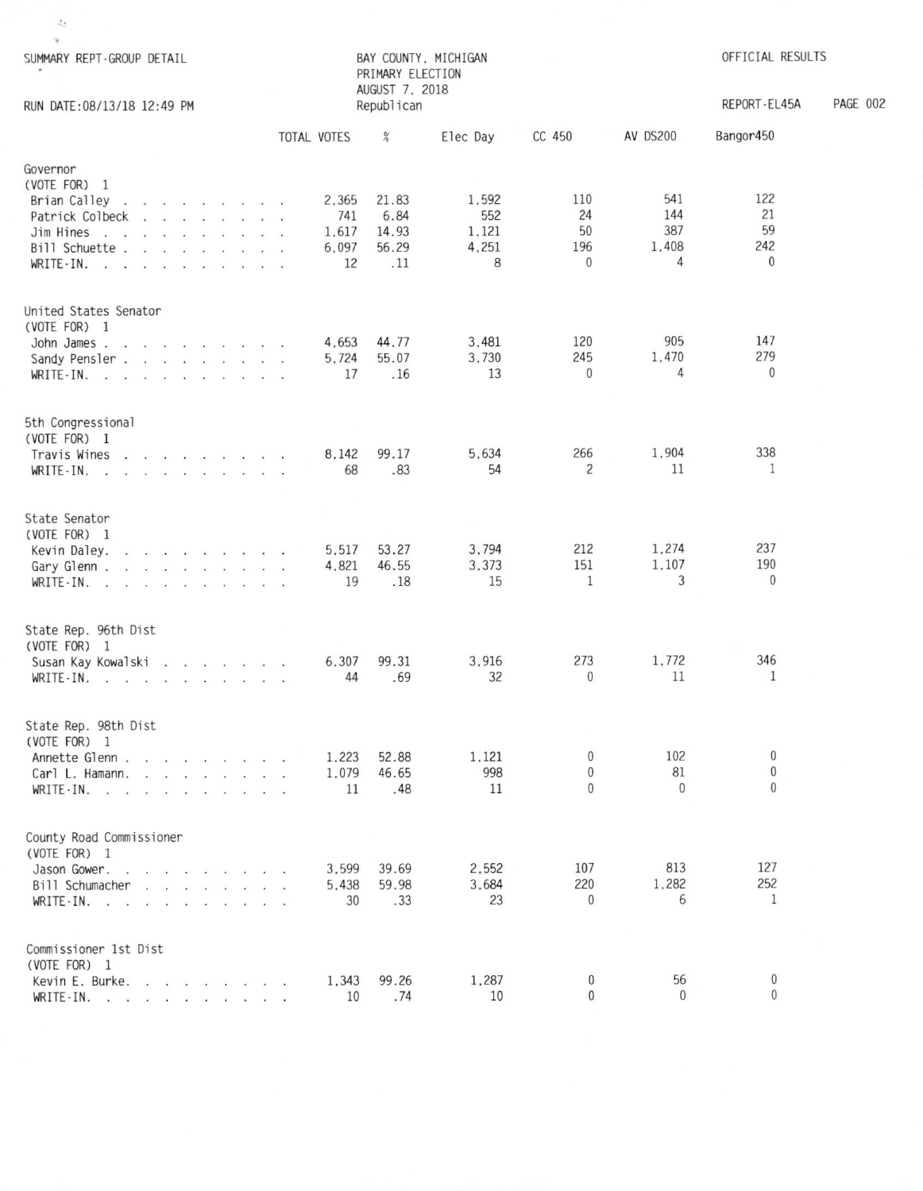SUMMARY REPT-GROUP DETAIL

BAY COUNTY, MICHIGAN
PRIMARY ELECTION
AUGUST 7, 2018
Republican

OFFICIAL RESULTS

RUN DATE:08/13/18 12:49 PM

REPORT-EL45A

| | TOTAL VOTES | % | Elec Day | CC 450 | AV DS200 | Bangor450 |
|---|---|---|---|---|---|---|
| **Governor** | | | | | | |
| (VOTE FOR) 1 | | | | | | |
| Brian Calley | 2,365 | 21.83 | 1,592 | 110 | 541 | 122 |
| Patrick Colbeck | 741 | 6.84 | 552 | 24 | 144 | 21 |
| Jim Hines | 1,617 | 14.93 | 1,121 | 50 | 387 | 59 |
| Bill Schuette | 6,097 | 56.29 | 4,251 | 196 | 1,408 | 242 |
| WRITE-IN. | 12 | .11 | 8 | 0 | 4 | 0 |
| **United States Senator** | | | | | | |
| (VOTE FOR) 1 | | | | | | |
| John James | 4,653 | 44.77 | 3,481 | 120 | 905 | 147 |
| Sandy Pensler | 5,724 | 55.07 | 3,730 | 245 | 1,470 | 279 |
| WRITE-IN. | 17 | .16 | 13 | 0 | 4 | 0 |
| **5th Congressional** | | | | | | |
| (VOTE FOR) 1 | | | | | | |
| Travis Wines | 8,142 | 99.17 | 5,634 | 266 | 1,904 | 338 |
| WRITE-IN. | 68 | .83 | 54 | 2 | 11 | 1 |
| **State Senator** | | | | | | |
| (VOTE FOR) 1 | | | | | | |
| Kevin Daley. | 5,517 | 53.27 | 3,794 | 212 | 1,274 | 237 |
| Gary Glenn | 4,821 | 46.55 | 3,373 | 151 | 1,107 | 190 |
| WRITE-IN. | 19 | .18 | 15 | 1 | 3 | 0 |
| **State Rep. 96th Dist** | | | | | | |
| (VOTE FOR) 1 | | | | | | |
| Susan Kay Kowalski | 6,307 | 99.31 | 3,916 | 273 | 1,772 | 346 |
| WRITE-IN. | 44 | .69 | 32 | 0 | 11 | 1 |
| **State Rep. 98th Dist** | | | | | | |
| (VOTE FOR) 1 | | | | | | |
| Annette Glenn | 1,223 | 52.88 | 1,121 | 0 | 102 | 0 |
| Carl L. Hamann. | 1,079 | 46.65 | 998 | 0 | 81 | 0 |
| WRITE-IN. | 11 | .48 | 11 | 0 | 0 | 0 |
| **County Road Commissioner** | | | | | | |
| (VOTE FOR) 1 | | | | | | |
| Jason Gower. | 3,599 | 39.69 | 2,552 | 107 | 813 | 127 |
| Bill Schumacher | 5,438 | 59.98 | 3,684 | 220 | 1,282 | 252 |
| WRITE-IN. | 30 | .33 | 23 | 0 | 6 | 1 |
| **Commissioner 1st Dist** | | | | | | |
| (VOTE FOR) 1 | | | | | | |
| Kevin E. Burke. | 1,343 | 99.26 | 1,287 | 0 | 56 | 0 |
| WRITE-IN. | 10 | .74 | 10 | 0 | 0 | 0 |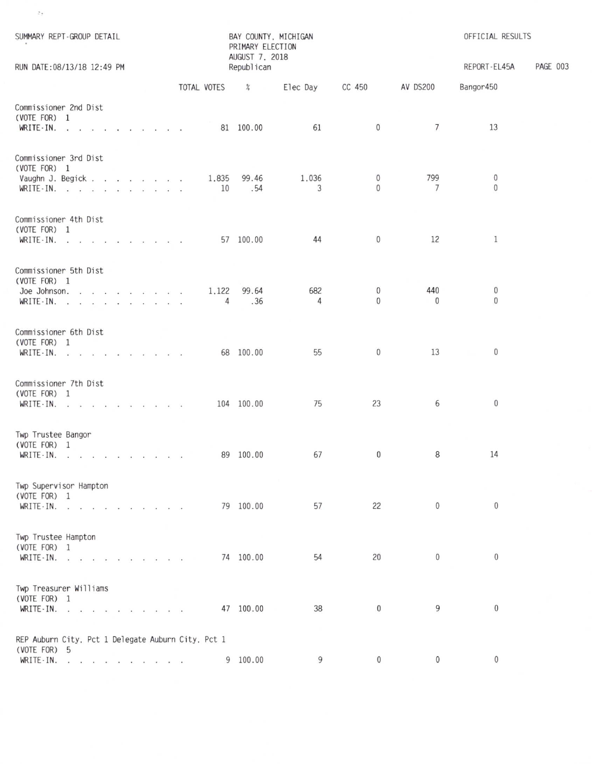SUMMARY REPT-GROUP DETAIL

BAY COUNTY, MICHIGAN
PRIMARY ELECTION
AUGUST 7, 2018
Republican

OFFICIAL RESULTS

RUN DATE:08/13/18 12:49 PM

REPORT-EL45A

| | TOTAL VOTES | % | Elec Day | CC 450 | AV DS200 | Bangor450 |
|---|---|---|---|---|---|---|
| **Commissioner 2nd Dist** | | | | | | |
| (VOTE FOR) 1 | | | | | | |
| WRITE-IN. . . . . . . . . . . | 81 | 100.00 | 61 | 0 | 7 | 13 |
| **Commissioner 3rd Dist** | | | | | | |
| (VOTE FOR) 1 | | | | | | |
| Vaughn J. Begick . . . . . . . . | 1,835 | 99.46 | 1,036 | 0 | 799 | 0 |
| WRITE-IN. . . . . . . . . . . | 10 | .54 | 3 | 0 | 7 | 0 |
| **Commissioner 4th Dist** | | | | | | |
| (VOTE FOR) 1 | | | | | | |
| WRITE-IN. . . . . . . . . . . | 57 | 100.00 | 44 | 0 | 12 | 1 |
| **Commissioner 5th Dist** | | | | | | |
| (VOTE FOR) 1 | | | | | | |
| Joe Johnson. . . . . . . . . . | 1,122 | 99.64 | 682 | 0 | 440 | 0 |
| WRITE-IN. . . . . . . . . . . | 4 | .36 | 4 | 0 | 0 | 0 |
| **Commissioner 6th Dist** | | | | | | |
| (VOTE FOR) 1 | | | | | | |
| WRITE-IN. . . . . . . . . . . | 68 | 100.00 | 55 | 0 | 13 | 0 |
| **Commissioner 7th Dist** | | | | | | |
| (VOTE FOR) 1 | | | | | | |
| WRITE-IN. . . . . . . . . . . | 104 | 100.00 | 75 | 23 | 6 | 0 |
| **Twp Trustee Bangor** | | | | | | |
| (VOTE FOR) 1 | | | | | | |
| WRITE-IN. . . . . . . . . . . | 89 | 100.00 | 67 | 0 | 8 | 14 |
| **Twp Supervisor Hampton** | | | | | | |
| (VOTE FOR) 1 | | | | | | |
| WRITE-IN. . . . . . . . . . . | 79 | 100.00 | 57 | 22 | 0 | 0 |
| **Twp Trustee Hampton** | | | | | | |
| (VOTE FOR) 1 | | | | | | |
| WRITE-IN. . . . . . . . . . . | 74 | 100.00 | 54 | 20 | 0 | 0 |
| **Twp Treasurer Williams** | | | | | | |
| (VOTE FOR) 1 | | | | | | |
| WRITE-IN. . . . . . . . . . . | 47 | 100.00 | 38 | 0 | 9 | 0 |
| **REP Auburn City, Pct 1 Delegate Auburn City, Pct 1** | | | | | | |
| (VOTE FOR) 5 | | | | | | |
| WRITE-IN. . . . . . . . . . . | 9 | 100.00 | 9 | 0 | 0 | 0 |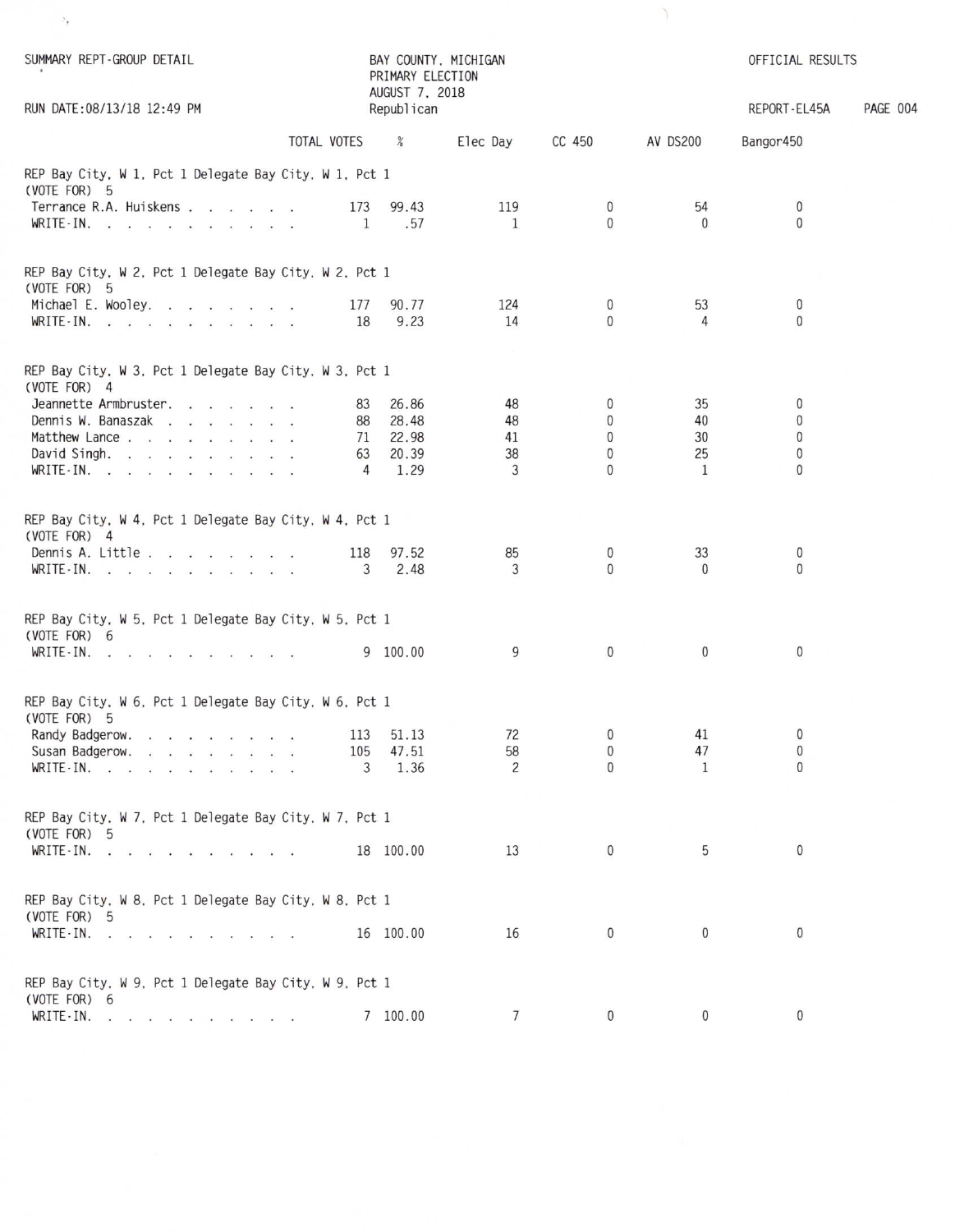SUMMARY REPT-GROUP DETAIL

BAY COUNTY, MICHIGAN
PRIMARY ELECTION
AUGUST 7, 2018
Republican

OFFICIAL RESULTS

RUN DATE:08/13/18 12:49 PM

REPORT-EL45A

| | TOTAL VOTES | % | Elec Day | CC 450 | AV DS200 | Bangor450 |
|---|---|---|---|---|---|---|
| **REP Bay City, W 1, Pct 1 Delegate Bay City, W 1, Pct 1** | | | | | | |
| (VOTE FOR) 5 | | | | | | |
| Terrance R.A. Huiskens | 173 | 99.43 | 119 | 0 | 54 | 0 |
| WRITE-IN. | 1 | .57 | 1 | 0 | 0 | 0 |
| **REP Bay City, W 2, Pct 1 Delegate Bay City, W 2, Pct 1** | | | | | | |
| (VOTE FOR) 5 | | | | | | |
| Michael E. Wooley | 177 | 90.77 | 124 | 0 | 53 | 0 |
| WRITE-IN. | 18 | 9.23 | 14 | 0 | 4 | 0 |
| **REP Bay City, W 3, Pct 1 Delegate Bay City, W 3, Pct 1** | | | | | | |
| (VOTE FOR) 4 | | | | | | |
| Jeannette Armbruster | 83 | 26.86 | 48 | 0 | 35 | 0 |
| Dennis W. Banaszak | 88 | 28.48 | 48 | 0 | 40 | 0 |
| Matthew Lance | 71 | 22.98 | 41 | 0 | 30 | 0 |
| David Singh | 63 | 20.39 | 38 | 0 | 25 | 0 |
| WRITE-IN. | 4 | 1.29 | 3 | 0 | 1 | 0 |
| **REP Bay City, W 4, Pct 1 Delegate Bay City, W 4, Pct 1** | | | | | | |
| (VOTE FOR) 4 | | | | | | |
| Dennis A. Little | 118 | 97.52 | 85 | 0 | 33 | 0 |
| WRITE-IN. | 3 | 2.48 | 3 | 0 | 0 | 0 |
| **REP Bay City, W 5, Pct 1 Delegate Bay City, W 5, Pct 1** | | | | | | |
| (VOTE FOR) 6 | | | | | | |
| WRITE-IN. | 9 | 100.00 | 9 | 0 | 0 | 0 |
| **REP Bay City, W 6, Pct 1 Delegate Bay City, W 6, Pct 1** | | | | | | |
| (VOTE FOR) 5 | | | | | | |
| Randy Badgerow | 113 | 51.13 | 72 | 0 | 41 | 0 |
| Susan Badgerow | 105 | 47.51 | 58 | 0 | 47 | 0 |
| WRITE-IN. | 3 | 1.36 | 2 | 0 | 1 | 0 |
| **REP Bay City, W 7, Pct 1 Delegate Bay City, W 7, Pct 1** | | | | | | |
| (VOTE FOR) 5 | | | | | | |
| WRITE-IN. | 18 | 100.00 | 13 | 0 | 5 | 0 |
| **REP Bay City, W 8, Pct 1 Delegate Bay City, W 8, Pct 1** | | | | | | |
| (VOTE FOR) 5 | | | | | | |
| WRITE-IN. | 16 | 100.00 | 16 | 0 | 0 | 0 |
| **REP Bay City, W 9, Pct 1 Delegate Bay City, W 9, Pct 1** | | | | | | |
| (VOTE FOR) 6 | | | | | | |
| WRITE-IN. | 7 | 100.00 | 7 | 0 | 0 | 0 |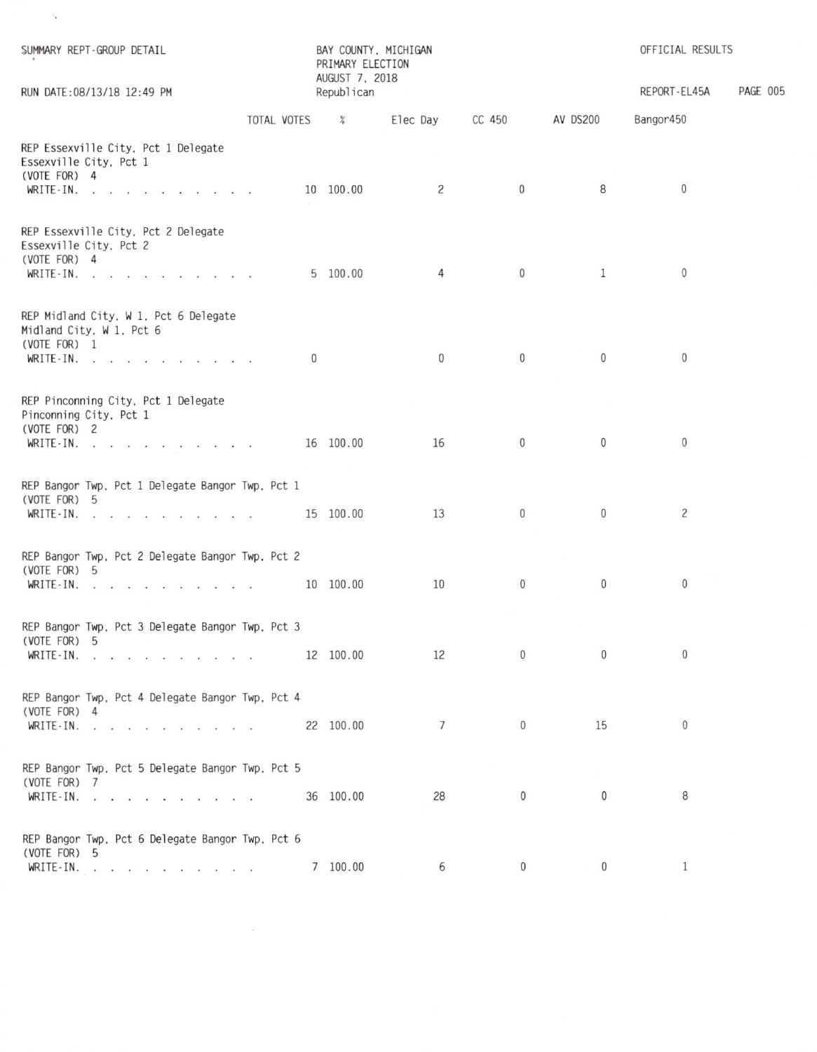SUMMARY REPT-GROUP DETAIL

BAY COUNTY, MICHIGAN
PRIMARY ELECTION
AUGUST 7, 2018
Republican

OFFICIAL RESULTS

RUN DATE:08/13/18 12:49 PM

REPORT-EL45A

| | TOTAL VOTES | % | Elec Day | CC 450 | AV DS200 | Bangor450 |
|---|---|---|---|---|---|---|
| **REP Essexville City, Pct 1 Delegate** | | | | | | |
| Essexville City, Pct 1 | | | | | | |
| (VOTE FOR) 4 | | | | | | |
| WRITE-IN. . . . . . . . . . . | 10 | 100.00 | 2 | 0 | 8 | 0 |
| **REP Essexville City, Pct 2 Delegate** | | | | | | |
| Essexville City, Pct 2 | | | | | | |
| (VOTE FOR) 4 | | | | | | |
| WRITE-IN. . . . . . . . . . . | 5 | 100.00 | 4 | 0 | 1 | 0 |
| **REP Midland City, W 1, Pct 6 Delegate** | | | | | | |
| Midland City, W 1, Pct 6 | | | | | | |
| (VOTE FOR) 1 | | | | | | |
| WRITE-IN. . . . . . . . . . . | 0 | | 0 | 0 | 0 | 0 |
| **REP Pinconning City, Pct 1 Delegate** | | | | | | |
| Pinconning City, Pct 1 | | | | | | |
| (VOTE FOR) 2 | | | | | | |
| WRITE-IN. . . . . . . . . . . | 16 | 100.00 | 16 | 0 | 0 | 0 |
| **REP Bangor Twp, Pct 1 Delegate Bangor Twp, Pct 1** | | | | | | |
| (VOTE FOR) 5 | | | | | | |
| WRITE-IN. . . . . . . . . . . | 15 | 100.00 | 13 | 0 | 0 | 2 |
| **REP Bangor Twp, Pct 2 Delegate Bangor Twp, Pct 2** | | | | | | |
| (VOTE FOR) 5 | | | | | | |
| WRITE-IN. . . . . . . . . . . | 10 | 100.00 | 10 | 0 | 0 | 0 |
| **REP Bangor Twp, Pct 3 Delegate Bangor Twp, Pct 3** | | | | | | |
| (VOTE FOR) 5 | | | | | | |
| WRITE-IN. . . . . . . . . . . | 12 | 100.00 | 12 | 0 | 0 | 0 |
| **REP Bangor Twp, Pct 4 Delegate Bangor Twp, Pct 4** | | | | | | |
| (VOTE FOR) 4 | | | | | | |
| WRITE-IN. . . . . . . . . . . | 22 | 100.00 | 7 | 0 | 15 | 0 |
| **REP Bangor Twp, Pct 5 Delegate Bangor Twp, Pct 5** | | | | | | |
| (VOTE FOR) 7 | | | | | | |
| WRITE-IN. . . . . . . . . . . | 36 | 100.00 | 28 | 0 | 0 | 8 |
| **REP Bangor Twp, Pct 6 Delegate Bangor Twp, Pct 6** | | | | | | |
| (VOTE FOR) 5 | | | | | | |
| WRITE-IN. . . . . . . . . . . | 7 | 100.00 | 6 | 0 | 0 | 1 |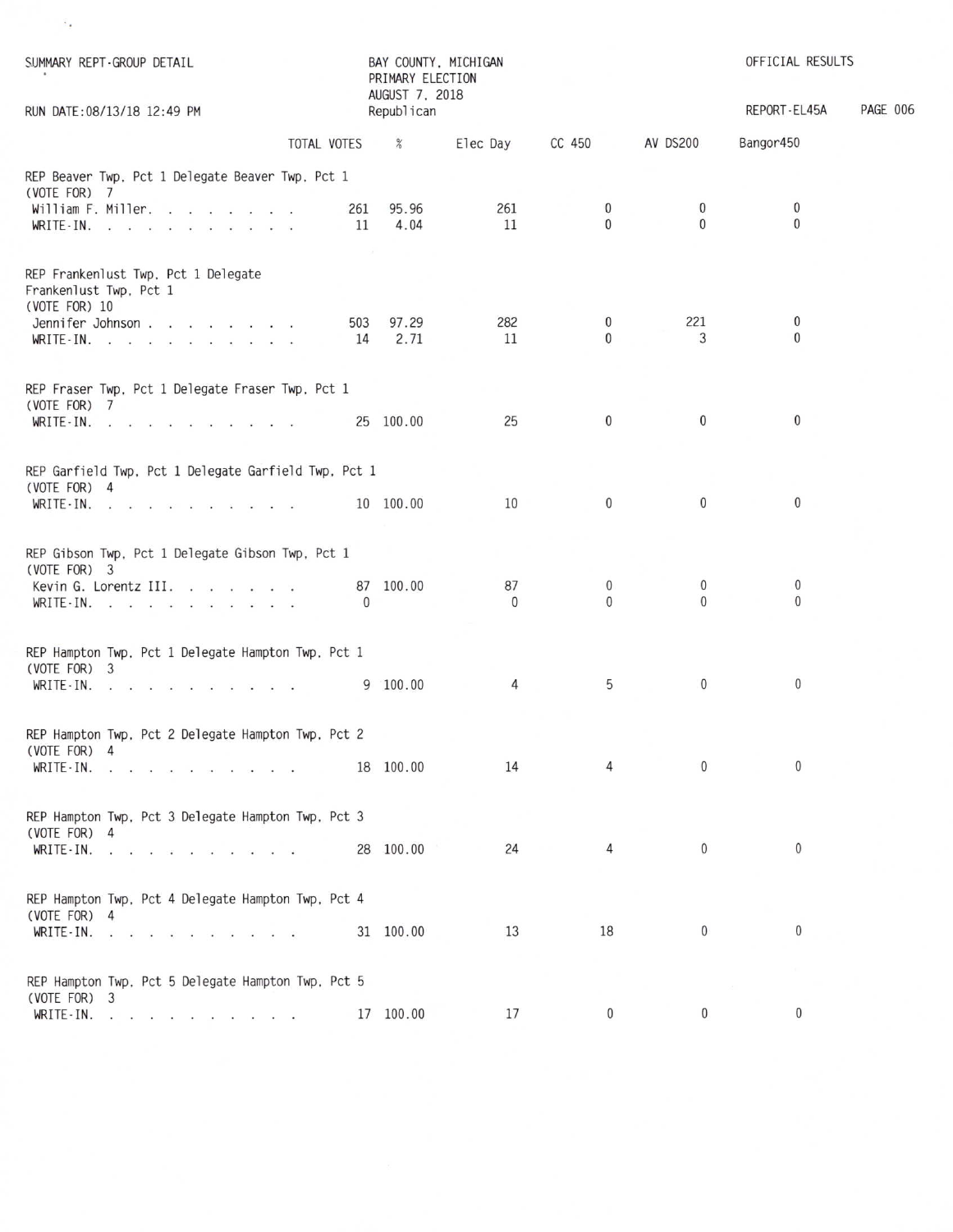SUMMARY REPT-GROUP DETAIL

BAY COUNTY, MICHIGAN
PRIMARY ELECTION
AUGUST 7, 2018
Republican

OFFICIAL RESULTS

RUN DATE:08/13/18 12:49 PM

REPORT-EL45A

| | TOTAL VOTES | % | Elec Day | CC 450 | AV DS200 | Bangor450 |
|---|---|---|---|---|---|---|
| **REP Beaver Twp, Pct 1 Delegate Beaver Twp, Pct 1** | | | | | | |
| (VOTE FOR) 7 | | | | | | |
| William F. Miller. . . . . . . . . | 261 | 95.96 | 261 | 0 | 0 | 0 |
| WRITE-IN. . . . . . . . . . . . | 11 | 4.04 | 11 | 0 | 0 | 0 |
| **REP Frankenlust Twp, Pct 1 Delegate Frankenlust Twp, Pct 1** | | | | | | |
| (VOTE FOR) 10 | | | | | | |
| Jennifer Johnson . . . . . . . . . | 503 | 97.29 | 282 | 0 | 221 | 0 |
| WRITE-IN. . . . . . . . . . . . | 14 | 2.71 | 11 | 0 | 3 | 0 |
| **REP Fraser Twp, Pct 1 Delegate Fraser Twp, Pct 1** | | | | | | |
| (VOTE FOR) 7 | | | | | | |
| WRITE-IN. . . . . . . . . . . . | 25 | 100.00 | 25 | 0 | 0 | 0 |
| **REP Garfield Twp, Pct 1 Delegate Garfield Twp, Pct 1** | | | | | | |
| (VOTE FOR) 4 | | | | | | |
| WRITE-IN. . . . . . . . . . . . | 10 | 100.00 | 10 | 0 | 0 | 0 |
| **REP Gibson Twp, Pct 1 Delegate Gibson Twp, Pct 1** | | | | | | |
| (VOTE FOR) 3 | | | | | | |
| Kevin G. Lorentz III. . . . . . . . | 87 | 100.00 | 87 | 0 | 0 | 0 |
| WRITE-IN. . . . . . . . . . . . | 0 | | 0 | 0 | 0 | 0 |
| **REP Hampton Twp, Pct 1 Delegate Hampton Twp, Pct 1** | | | | | | |
| (VOTE FOR) 3 | | | | | | |
| WRITE-IN. . . . . . . . . . . . | 9 | 100.00 | 4 | 5 | 0 | 0 |
| **REP Hampton Twp, Pct 2 Delegate Hampton Twp, Pct 2** | | | | | | |
| (VOTE FOR) 4 | | | | | | |
| WRITE-IN. . . . . . . . . . . . | 18 | 100.00 | 14 | 4 | 0 | 0 |
| **REP Hampton Twp, Pct 3 Delegate Hampton Twp, Pct 3** | | | | | | |
| (VOTE FOR) 4 | | | | | | |
| WRITE-IN. . . . . . . . . . . . | 28 | 100.00 | 24 | 4 | 0 | 0 |
| **REP Hampton Twp, Pct 4 Delegate Hampton Twp, Pct 4** | | | | | | |
| (VOTE FOR) 4 | | | | | | |
| WRITE-IN. . . . . . . . . . . . | 31 | 100.00 | 13 | 18 | 0 | 0 |
| **REP Hampton Twp, Pct 5 Delegate Hampton Twp, Pct 5** | | | | | | |
| (VOTE FOR) 3 | | | | | | |
| WRITE-IN. . . . . . . . . . . . | 17 | 100.00 | 17 | 0 | 0 | 0 |